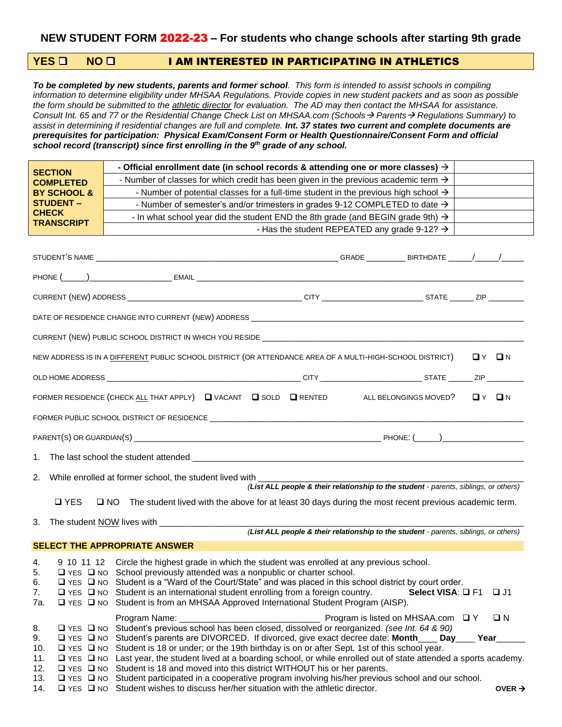# NEW STUDENT FORM 2022-23 – For students who change schools after starting 9th grade

**YES ❑ NO ❑ I AM INTERESTED IN PARTICIPATING IN ATHLETICS**

***To be completed by new students, parents and former school**. This form is intended to assist schools in compiling information to determine eligibility under MHSAA Regulations. Provide copies in new student packets and as soon as possible the form should be submitted to the athletic director for evaluation. The AD may then contact the MHSAA for assistance. Consult Int. 65 and 77 or the Residential Change Check List on MHSAA.com (Schools→ Parents→ Regulations Summary) to assist in determining if residential changes are full and complete. **Int. 37 states two current and complete documents are prerequisites for participation: Physical Exam/Consent Form or Health Questionnaire/Consent Form and official school record (transcript) since first enrolling in the 9th grade of any school.***

| SECTION COMPLETED BY SCHOOL & STUDENT – CHECK TRANSCRIPT | | |
|---|---|---|
| | **- Official enrollment date (in school records & attending one or more classes) →** | |
| | - Number of classes for which credit has been given in the previous academic term → | |
| | - Number of potential classes for a full-time student in the previous high school → | |
| | - Number of semester's and/or trimesters in grades 9-12 COMPLETED to date → | |
| | - In what school year did the student END the 8th grade (and BEGIN grade 9th) → | |
| | - Has the student REPEATED any grade 9-12? → | |

STUDENT'S NAME ____________________ GRADE ________ BIRTHDATE ____/____/____

PHONE (_____)________________ EMAIL ____________________

CURRENT (NEW) ADDRESS ____________________ CITY ____________ STATE _____ ZIP ________

DATE OF RESIDENCE CHANGE INTO CURRENT (NEW) ADDRESS ____________________

CURRENT (NEW) PUBLIC SCHOOL DISTRICT IN WHICH YOU RESIDE ____________________

NEW ADDRESS IS IN A DIFFERENT PUBLIC SCHOOL DISTRICT (OR ATTENDANCE AREA OF A MULTI-HIGH-SCHOOL DISTRICT) ❑ Y ❑ N

OLD HOME ADDRESS ____________________ CITY ____________ STATE _____ ZIP ________

FORMER RESIDENCE (CHECK ALL THAT APPLY) ❑ VACANT ❑ SOLD ❑ RENTED ALL BELONGINGS MOVED? ❑ Y ❑ N

FORMER PUBLIC SCHOOL DISTRICT OF RESIDENCE ____________________

PARENT(S) OR GUARDIAN(S) ____________________ PHONE: (_____)________________

1. The last school the student attended ____________________

2. While enrolled at former school, the student lived with ____________________
   *(**List ALL people & their relationship to the student** - parents, siblings, or others)*

   ❑ YES ❑ NO The student lived with the above for at least 30 days during the most recent previous academic term.

3. The student NOW lives with ____________________
   *(**List ALL people & their relationship to the student** - parents, siblings, or others)*

**SELECT THE APPROPRIATE ANSWER**

4. 9 10 11 12 Circle the highest grade in which the student was enrolled at any previous school.
5. ❑ YES ❑ NO School previously attended was a nonpublic or charter school.
6. ❑ YES ❑ NO Student is a "Ward of the Court/State" and was placed in this school district by court order.
7. ❑ YES ❑ NO Student is an international student enrolling from a foreign country. **Select VISA**: ❑ F1 ❑ J1

7a. ❑ YES ❑ NO Student is from an MHSAA Approved International Student Program (AISP).
    Program Name: ____________________ Program is listed on MHSAA.com ❑ Y ❑ N

8. ❑ YES ❑ NO Student's previous school has been closed, dissolved or reorganized. *(see Int. 64 & 90)*
9. ❑ YES ❑ NO Student's parents are DIVORCED. If divorced, give exact decree date: **Month**____ **Day**____ **Year**______
10. ❑ YES ❑ NO Student is 18 or under; or the 19th birthday is on or after Sept. 1st of this school year.
11. ❑ YES ❑ NO Last year, the student lived at a boarding school, or while enrolled out of state attended a sports academy.
12. ❑ YES ❑ NO Student is 18 and moved into this district WITHOUT his or her parents.
13. ❑ YES ❑ NO Student participated in a cooperative program involving his/her previous school and our school.
14. ❑ YES ❑ NO Student wishes to discuss her/her situation with the athletic director.

**OVER →**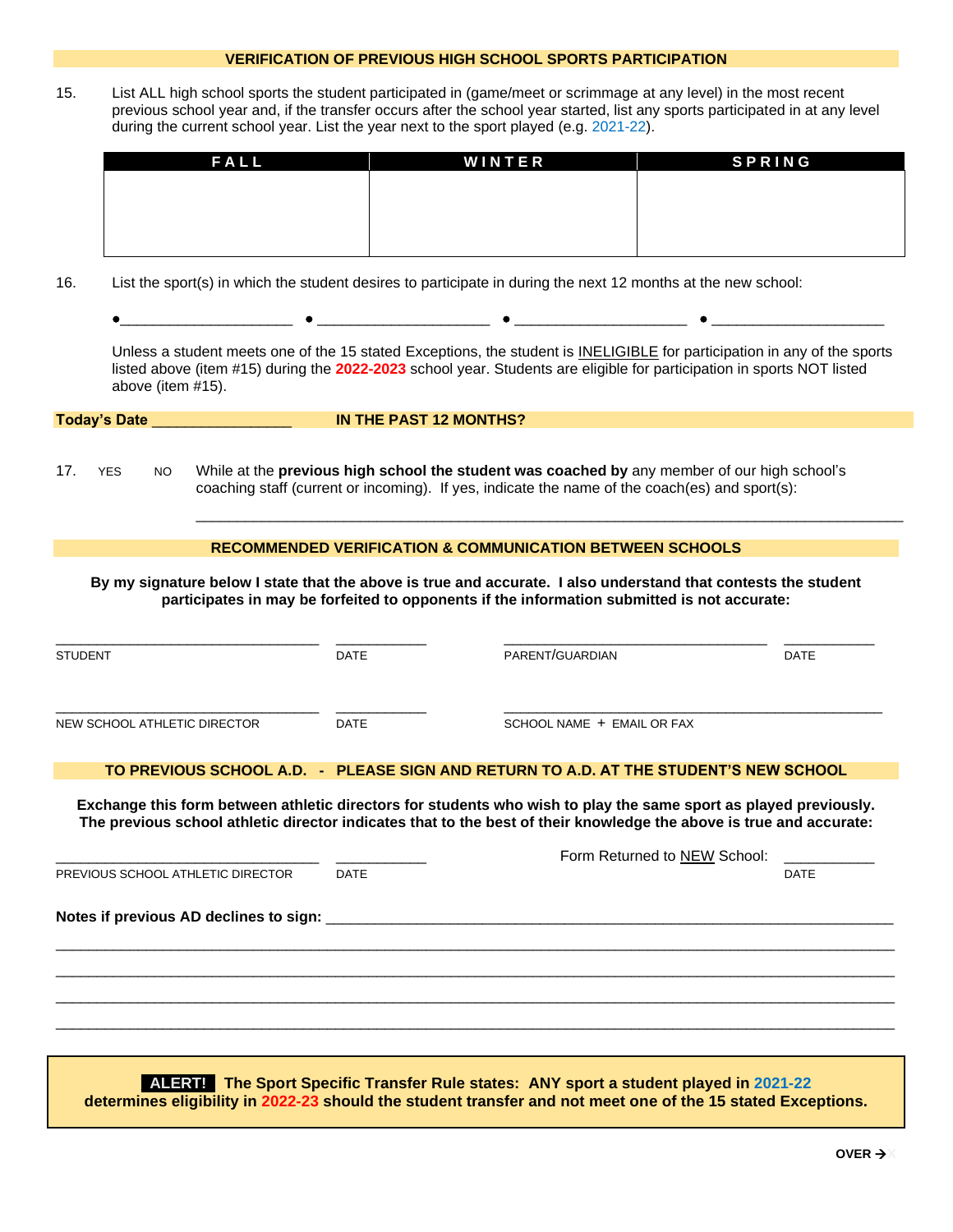## VERIFICATION OF PREVIOUS HIGH SCHOOL SPORTS PARTICIPATION

15. List ALL high school sports the student participated in (game/meet or scrimmage at any level) in the most recent previous school year and, if the transfer occurs after the school year started, list any sports participated in at any level during the current school year. List the year next to the sport played (e.g. 2021-22).

| FALL | WINTER | SPRING |
|---|---|---|
| | | |

16. List the sport(s) in which the student desires to participate in during the next 12 months at the new school:

- ____________________
- ____________________
- ____________________
- ____________________

Unless a student meets one of the 15 stated Exceptions, the student is INELIGIBLE for participation in any of the sports listed above (item #15) during the **2022-2023** school year. Students are eligible for participation in sports NOT listed above (item #15).

**Today's Date** ________________ **IN THE PAST 12 MONTHS?**

17. YES NO While at the **previous high school the student was coached by** any member of our high school's coaching staff (current or incoming). If yes, indicate the name of the coach(es) and sport(s):

________________________________________________________________________________

## RECOMMENDED VERIFICATION & COMMUNICATION BETWEEN SCHOOLS

**By my signature below I state that the above is true and accurate. I also understand that contests the student participates in may be forfeited to opponents if the information submitted is not accurate:**

________________________________ ___________ ________________________________ ___________
STUDENT DATE PARENT/GUARDIAN DATE

________________________________ ___________ ____________________________________________
NEW SCHOOL ATHLETIC DIRECTOR DATE SCHOOL NAME + EMAIL OR FAX

## TO PREVIOUS SCHOOL A.D. - PLEASE SIGN AND RETURN TO A.D. AT THE STUDENT'S NEW SCHOOL

**Exchange this form between athletic directors for students who wish to play the same sport as played previously. The previous school athletic director indicates that to the best of their knowledge the above is true and accurate:**

________________________________ ___________ Form Returned to NEW School: ___________
PREVIOUS SCHOOL ATHLETIC DIRECTOR DATE DATE

**Notes if previous AD declines to sign:** ________________________________________________________________

________________________________________________________________________________

________________________________________________________________________________

________________________________________________________________________________

________________________________________________________________________________

**ALERT! The Sport Specific Transfer Rule states: ANY sport a student played in 2021-22 determines eligibility in 2022-23 should the student transfer and not meet one of the 15 stated Exceptions.**

**OVER →**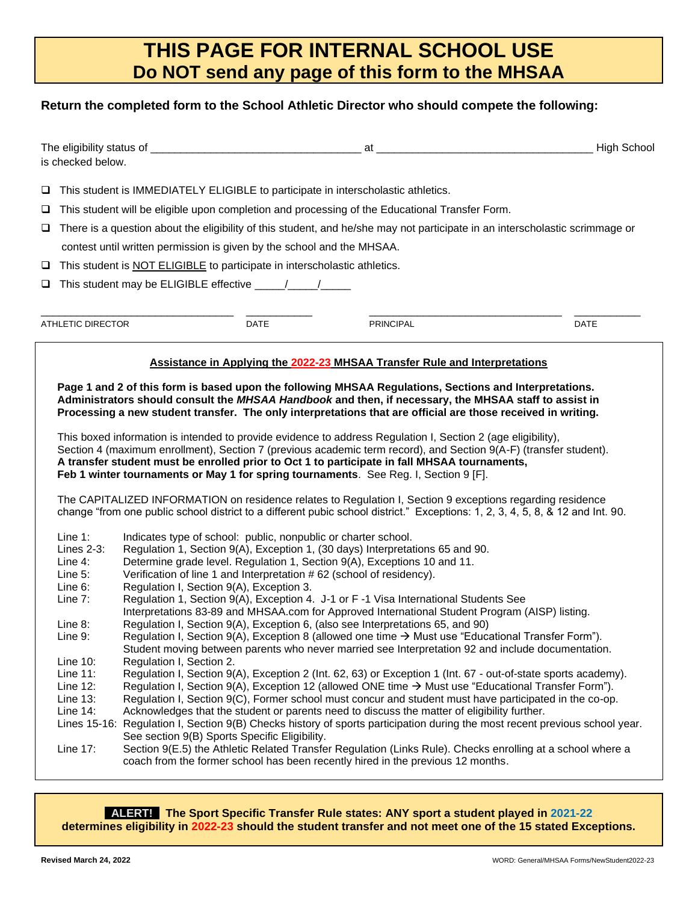# THIS PAGE FOR INTERNAL SCHOOL USE
## Do NOT send any page of this form to the MHSAA

**Return the completed form to the School Athletic Director who should compete the following:**

The eligibility status of ___________________________________ at ___________________________________ High School is checked below.

- ❑ This student is IMMEDIATELY ELIGIBLE to participate in interscholastic athletics.
- ❑ This student will be eligible upon completion and processing of the Educational Transfer Form.
- ❑ There is a question about the eligibility of this student, and he/she may not participate in an interscholastic scrimmage or contest until written permission is given by the school and the MHSAA.
- ❑ This student is NOT ELIGIBLE to participate in interscholastic athletics.
- ❑ This student may be ELIGIBLE effective _____/_____/_____

_________________________________ ___________ _________________________________ ___________

ATHLETIC DIRECTOR DATE PRINCIPAL DATE

**Assistance in Applying the 2022-23 MHSAA Transfer Rule and Interpretations**

**Page 1 and 2 of this form is based upon the following MHSAA Regulations, Sections and Interpretations. Administrators should consult the *MHSAA Handbook* and then, if necessary, the MHSAA staff to assist in Processing a new student transfer. The only interpretations that are official are those received in writing.**

This boxed information is intended to provide evidence to address Regulation I, Section 2 (age eligibility), Section 4 (maximum enrollment), Section 7 (previous academic term record), and Section 9(A-F) (transfer student). **A transfer student must be enrolled prior to Oct 1 to participate in fall MHSAA tournaments, Feb 1 winter tournaments or May 1 for spring tournaments**. See Reg. I, Section 9 [F].

The CAPITALIZED INFORMATION on residence relates to Regulation I, Section 9 exceptions regarding residence change "from one public school district to a different pubic school district." Exceptions: 1, 2, 3, 4, 5, 8, & 12 and Int. 90.

| | |
|---|---|
| Line 1: | Indicates type of school: public, nonpublic or charter school. |
| Lines 2-3: | Regulation 1, Section 9(A), Exception 1, (30 days) Interpretations 65 and 90. |
| Line 4: | Determine grade level. Regulation 1, Section 9(A), Exceptions 10 and 11. |
| Line 5: | Verification of line 1 and Interpretation # 62 (school of residency). |
| Line 6: | Regulation I, Section 9(A), Exception 3. |
| Line 7: | Regulation 1, Section 9(A), Exception 4. J-1 or F -1 Visa International Students See Interpretations 83-89 and MHSAA.com for Approved International Student Program (AISP) listing. |
| Line 8: | Regulation I, Section 9(A), Exception 6, (also see Interpretations 65, and 90) |
| Line 9: | Regulation I, Section 9(A), Exception 8 (allowed one time → Must use "Educational Transfer Form"). Student moving between parents who never married see Interpretation 92 and include documentation. |
| Line 10: | Regulation I, Section 2. |
| Line 11: | Regulation I, Section 9(A), Exception 2 (Int. 62, 63) or Exception 1 (Int. 67 - out-of-state sports academy). |
| Line 12: | Regulation I, Section 9(A), Exception 12 (allowed ONE time → Must use "Educational Transfer Form"). |
| Line 13: | Regulation I, Section 9(C), Former school must concur and student must have participated in the co-op. |
| Line 14: | Acknowledges that the student or parents need to discuss the matter of eligibility further. |
| Lines 15-16: | Regulation I, Section 9(B) Checks history of sports participation during the most recent previous school year. See section 9(B) Sports Specific Eligibility. |
| Line 17: | Section 9(E.5) the Athletic Related Transfer Regulation (Links Rule). Checks enrolling at a school where a coach from the former school has been recently hired in the previous 12 months. |

**ALERT! The Sport Specific Transfer Rule states: ANY sport a student played in 2021-22 determines eligibility in 2022-23 should the student transfer and not meet one of the 15 stated Exceptions.**

**Revised March 24, 2022** WORD: General/MHSAA Forms/NewStudent2022-23